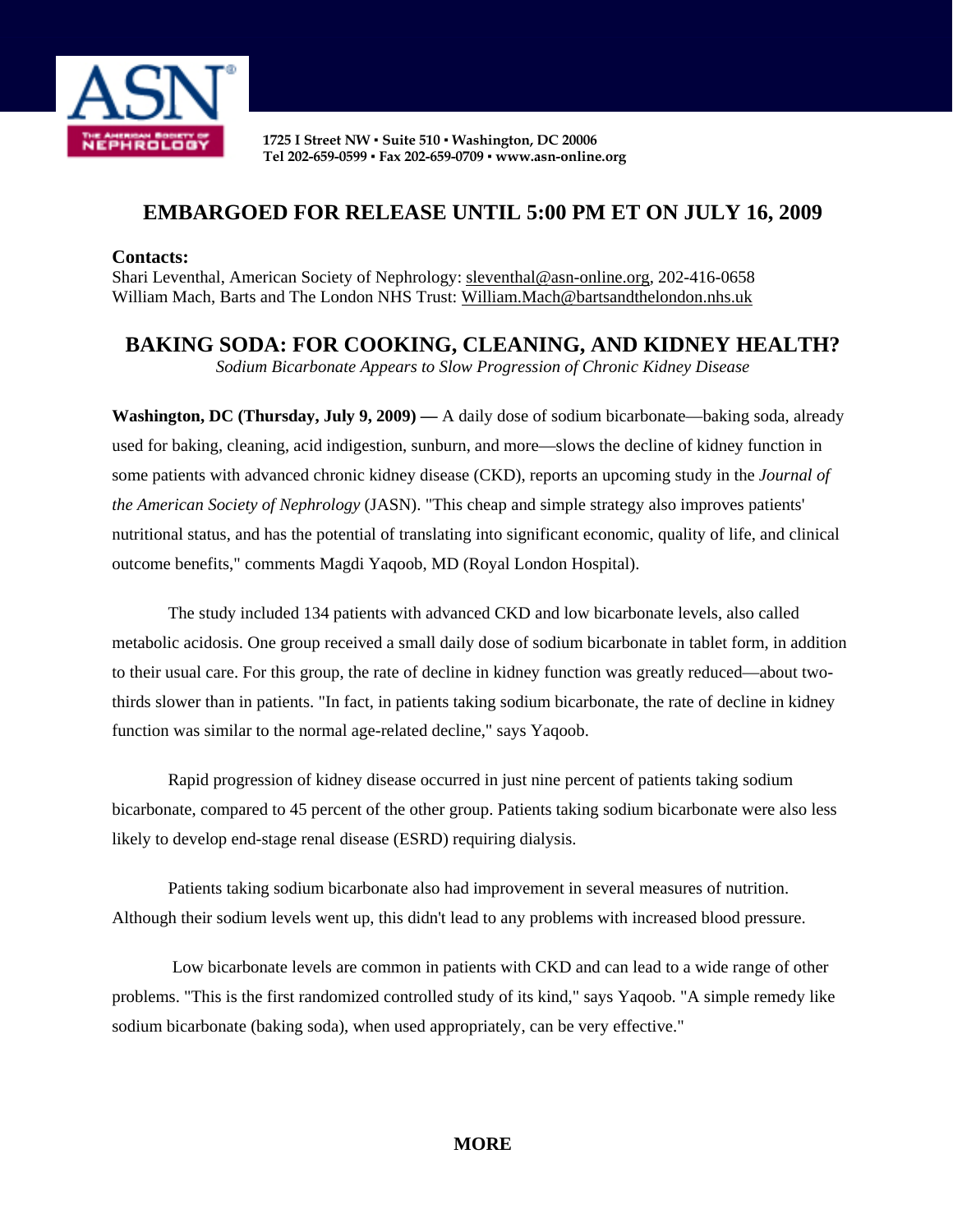1725 I Street NW ▪ Suite 510 ▪ Washington, DC 20006
Tel 202-659-0599 ▪ Fax 202-659-0709 ▪ www.asn-online.org

## EMBARGOED FOR RELEASE UNTIL 5:00 PM ET ON JULY 16, 2009

**Contacts:**
Shari Leventhal, American Society of Nephrology: sleventhal@asn-online.org, 202-416-0658
William Mach, Barts and The London NHS Trust: William.Mach@bartsandthelondon.nhs.uk

# BAKING SODA: FOR COOKING, CLEANING, AND KIDNEY HEALTH?

*Sodium Bicarbonate Appears to Slow Progression of Chronic Kidney Disease*

**Washington, DC (Thursday, July 9, 2009) —** A daily dose of sodium bicarbonate—baking soda, already used for baking, cleaning, acid indigestion, sunburn, and more—slows the decline of kidney function in some patients with advanced chronic kidney disease (CKD), reports an upcoming study in the *Journal of the American Society of Nephrology* (JASN). "This cheap and simple strategy also improves patients' nutritional status, and has the potential of translating into significant economic, quality of life, and clinical outcome benefits," comments Magdi Yaqoob, MD (Royal London Hospital).

The study included 134 patients with advanced CKD and low bicarbonate levels, also called metabolic acidosis. One group received a small daily dose of sodium bicarbonate in tablet form, in addition to their usual care. For this group, the rate of decline in kidney function was greatly reduced—about two-thirds slower than in patients. "In fact, in patients taking sodium bicarbonate, the rate of decline in kidney function was similar to the normal age-related decline," says Yaqoob.

Rapid progression of kidney disease occurred in just nine percent of patients taking sodium bicarbonate, compared to 45 percent of the other group. Patients taking sodium bicarbonate were also less likely to develop end-stage renal disease (ESRD) requiring dialysis.

Patients taking sodium bicarbonate also had improvement in several measures of nutrition. Although their sodium levels went up, this didn't lead to any problems with increased blood pressure.

Low bicarbonate levels are common in patients with CKD and can lead to a wide range of other problems. "This is the first randomized controlled study of its kind," says Yaqoob. "A simple remedy like sodium bicarbonate (baking soda), when used appropriately, can be very effective."

**MORE**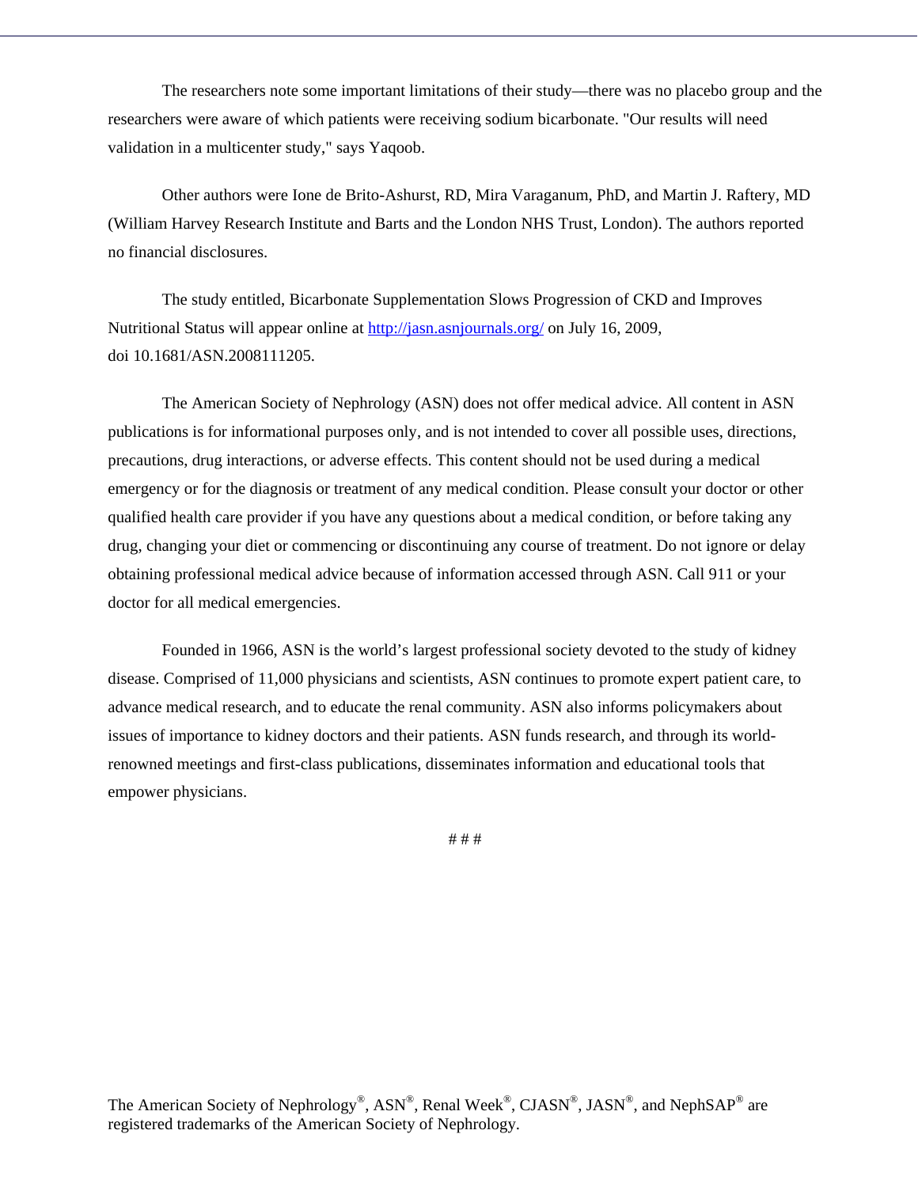The researchers note some important limitations of their study—there was no placebo group and the researchers were aware of which patients were receiving sodium bicarbonate. "Our results will need validation in a multicenter study," says Yaqoob.

Other authors were Ione de Brito-Ashurst, RD, Mira Varaganum, PhD, and Martin J. Raftery, MD (William Harvey Research Institute and Barts and the London NHS Trust, London). The authors reported no financial disclosures.

The study entitled, Bicarbonate Supplementation Slows Progression of CKD and Improves Nutritional Status will appear online at [http://jasn.asnjournals.org/](http://jasn.asnjournals.org/) on July 16, 2009, doi 10.1681/ASN.2008111205.

The American Society of Nephrology (ASN) does not offer medical advice. All content in ASN publications is for informational purposes only, and is not intended to cover all possible uses, directions, precautions, drug interactions, or adverse effects. This content should not be used during a medical emergency or for the diagnosis or treatment of any medical condition. Please consult your doctor or other qualified health care provider if you have any questions about a medical condition, or before taking any drug, changing your diet or commencing or discontinuing any course of treatment. Do not ignore or delay obtaining professional medical advice because of information accessed through ASN. Call 911 or your doctor for all medical emergencies.

Founded in 1966, ASN is the world's largest professional society devoted to the study of kidney disease. Comprised of 11,000 physicians and scientists, ASN continues to promote expert patient care, to advance medical research, and to educate the renal community. ASN also informs policymakers about issues of importance to kidney doctors and their patients. ASN funds research, and through its world-renowned meetings and first-class publications, disseminates information and educational tools that empower physicians.

# # #

The American Society of Nephrology®, ASN®, Renal Week®, CJASN®, JASN®, and NephSAP® are registered trademarks of the American Society of Nephrology.